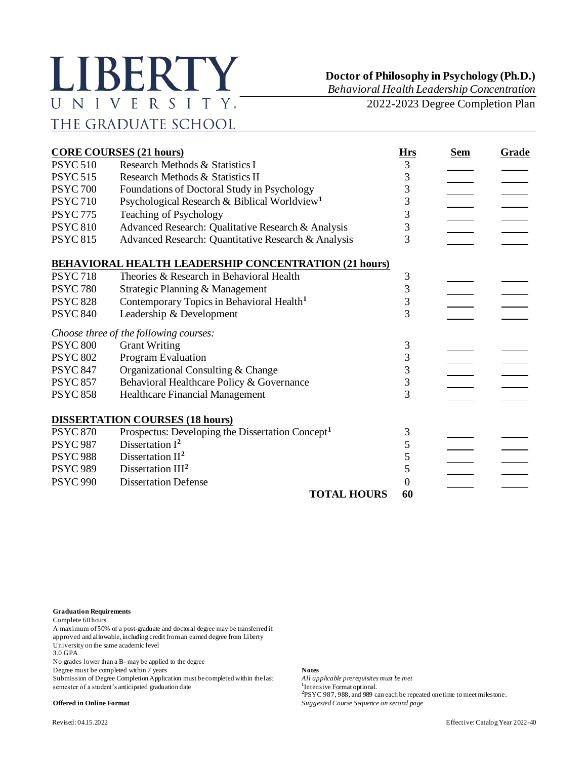# LIBERTY UNIVERSITY

THE GRADUATE SCHOOL

**Doctor of Philosophy in Psychology (Ph.D.)**

*Behavioral Health Leadership Concentration*

2022-2023 Degree Completion Plan

| **CORE COURSES (21 hours)** | | **Hrs** | **Sem** | **Grade** |
|---|---|---|---|---|
| PSYC 510 | Research Methods & Statistics I | 3 | | |
| PSYC 515 | Research Methods & Statistics II | 3 | | |
| PSYC 700 | Foundations of Doctoral Study in Psychology | 3 | | |
| PSYC 710 | Psychological Research & Biblical Worldview[1] | 3 | | |
| PSYC 775 | Teaching of Psychology | 3 | | |
| PSYC 810 | Advanced Research: Qualitative Research & Analysis | 3 | | |
| PSYC 815 | Advanced Research: Quantitative Research & Analysis | 3 | | |
| **BEHAVIORAL HEALTH LEADERSHIP CONCENTRATION (21 hours)** | | | | |
| PSYC 718 | Theories & Research in Behavioral Health | 3 | | |
| PSYC 780 | Strategic Planning & Management | 3 | | |
| PSYC 828 | Contemporary Topics in Behavioral Health[1] | 3 | | |
| PSYC 840 | Leadership & Development | 3 | | |
| *Choose three of the following courses:* | | | | |
| PSYC 800 | Grant Writing | 3 | | |
| PSYC 802 | Program Evaluation | 3 | | |
| PSYC 847 | Organizational Consulting & Change | 3 | | |
| PSYC 857 | Behavioral Healthcare Policy & Governance | 3 | | |
| PSYC 858 | Healthcare Financial Management | 3 | | |
| **DISSERTATION COURSES (18 hours)** | | | | |
| PSYC 870 | Prospectus: Developing the Dissertation Concept[1] | 3 | | |
| PSYC 987 | Dissertation I[2] | 5 | | |
| PSYC 988 | Dissertation II[2] | 5 | | |
| PSYC 989 | Dissertation III[2] | 5 | | |
| PSYC 990 | Dissertation Defense | 0 | | |
| | **TOTAL HOURS** | **60** | | |

**Graduation Requirements**

Complete 60 hours

A maximum of 50% of a post-graduate and doctoral degree may be transferred if approved and allowable, including credit from an earned degree from Liberty University on the same academic level

3.0 GPA

No grades lower than a B- may be applied to the degree

Degree must be completed within 7 years

Submission of Degree Completion Application must be completed within the last semester of a student's anticipated graduation date

**Offered in Online Format**

**Notes**

*All applicable prerequisites must be met*

[1]Intensive Format optional.

[2]PSYC 987, 988, and 989 can each be repeated one time to meet milestone.

*Suggested Course Sequence on second page*

Revised: 04.15.2022

Effective: Catalog Year 2022-40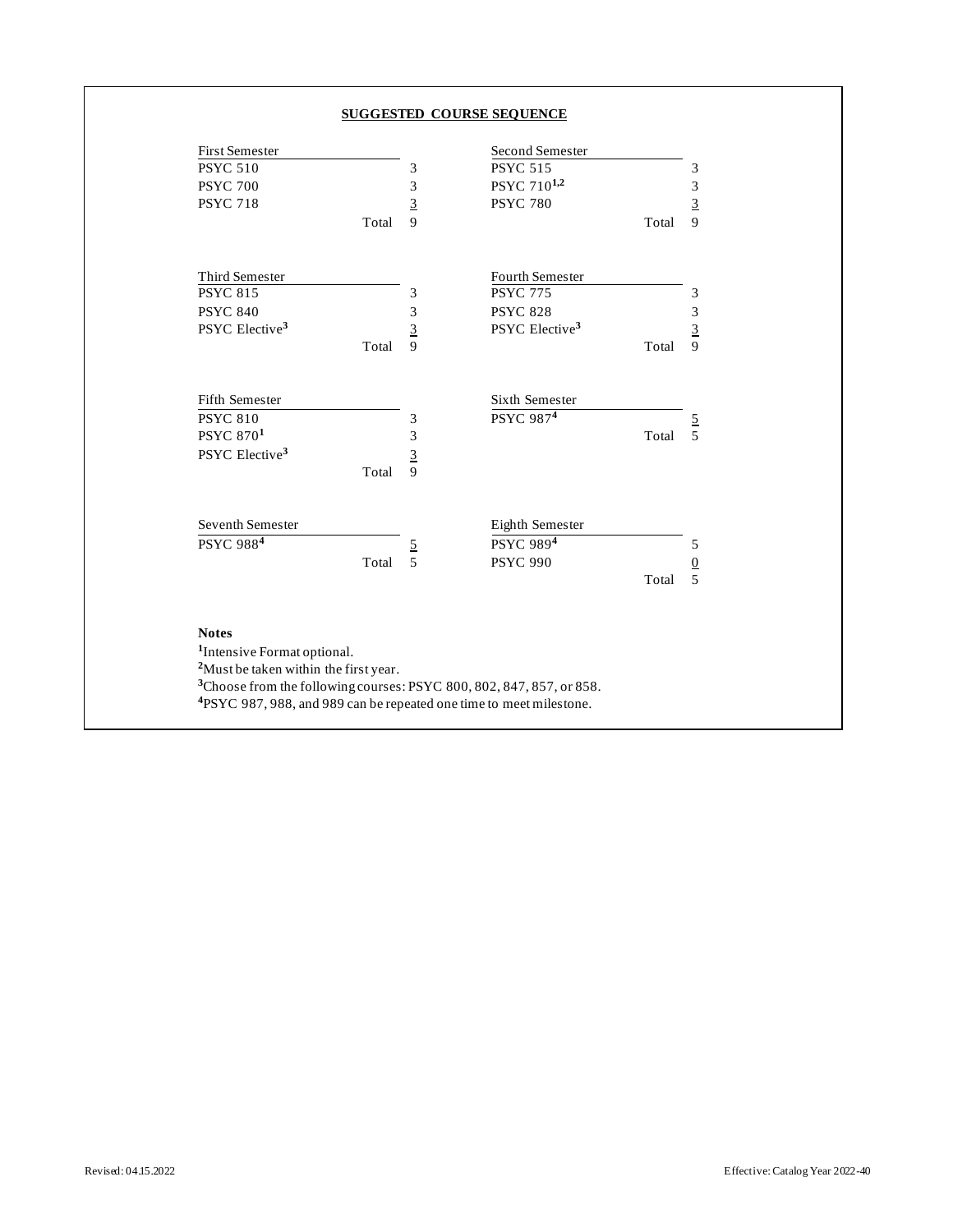## SUGGESTED COURSE SEQUENCE

| First Semester | | Second Semester | |
|---|---|---|---|
| PSYC 510 | 3 | PSYC 515 | 3 |
| PSYC 700 | 3 | PSYC 710[1,2] | 3 |
| PSYC 718 | 3 | PSYC 780 | 3 |
| Total | 9 | Total | 9 |

| Third Semester | | Fourth Semester | |
|---|---|---|---|
| PSYC 815 | 3 | PSYC 775 | 3 |
| PSYC 840 | 3 | PSYC 828 | 3 |
| PSYC Elective[3] | 3 | PSYC Elective[3] | 3 |
| Total | 9 | Total | 9 |

| Fifth Semester | | Sixth Semester | |
|---|---|---|---|
| PSYC 810 | 3 | PSYC 987[4] | 5 |
| PSYC 870[1] | 3 | Total | 5 |
| PSYC Elective[3] | 3 | | |
| Total | 9 | | |

| Seventh Semester | | Eighth Semester | |
|---|---|---|---|
| PSYC 988[4] | 5 | PSYC 989[4] | 5 |
| Total | 5 | PSYC 990 | 0 |
| | | Total | 5 |

**Notes**

[1]Intensive Format optional.
[2]Must be taken within the first year.
[3]Choose from the following courses: PSYC 800, 802, 847, 857, or 858.
[4]PSYC 987, 988, and 989 can be repeated one time to meet milestone.